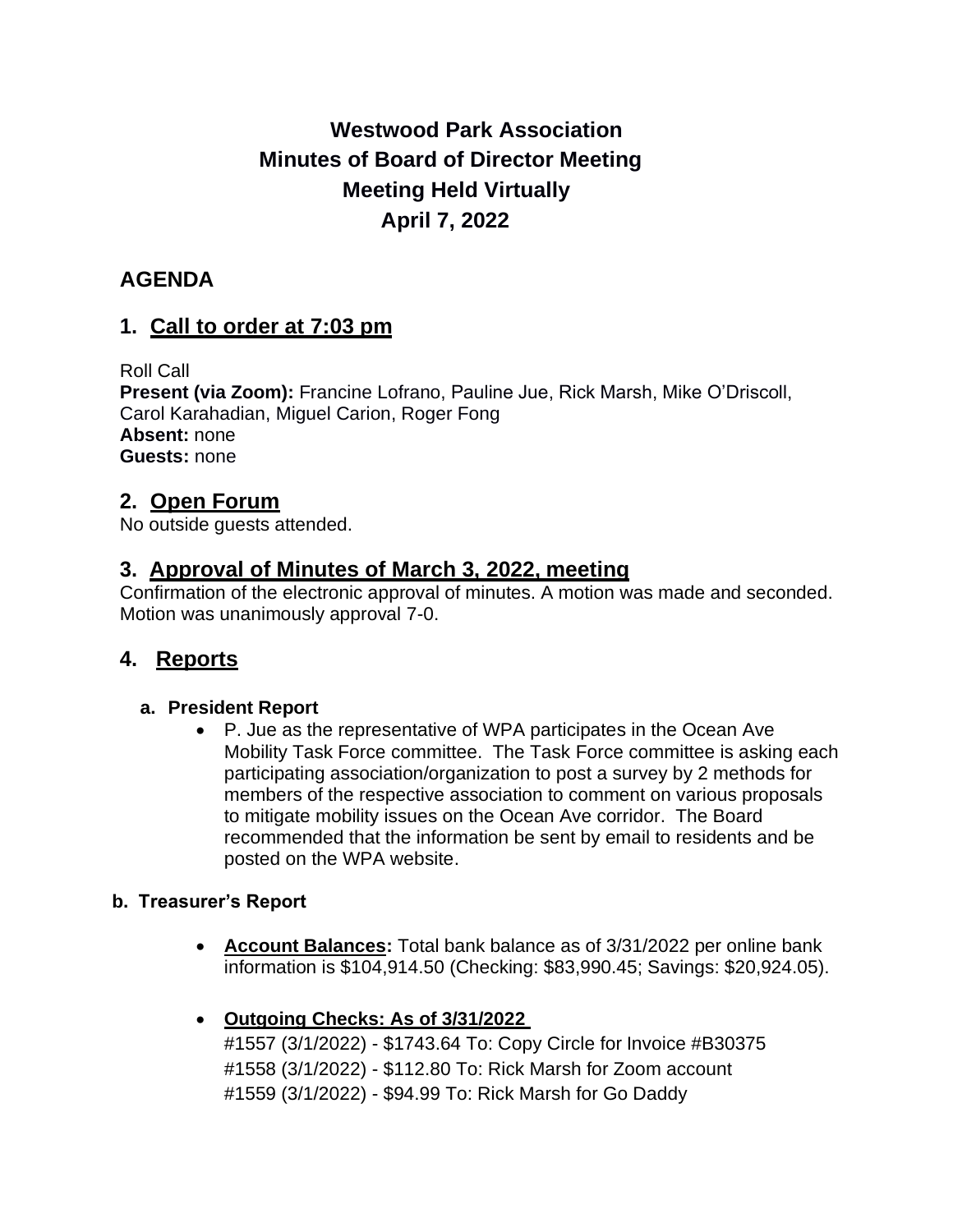# Westwood Park Association
# Minutes of Board of Director Meeting
# Meeting Held Virtually
# April 7, 2022

## AGENDA

## 1. Call to order at 7:03 pm

Roll Call
**Present (via Zoom):** Francine Lofrano, Pauline Jue, Rick Marsh, Mike O'Driscoll, Carol Karahadian, Miguel Carion, Roger Fong
**Absent:** none
**Guests:** none

## 2. Open Forum

No outside guests attended.

## 3. Approval of Minutes of March 3, 2022, meeting

Confirmation of the electronic approval of minutes. A motion was made and seconded. Motion was unanimously approval 7-0.

## 4. Reports

### a. President Report

- P. Jue as the representative of WPA participates in the Ocean Ave Mobility Task Force committee. The Task Force committee is asking each participating association/organization to post a survey by 2 methods for members of the respective association to comment on various proposals to mitigate mobility issues on the Ocean Ave corridor. The Board recommended that the information be sent by email to residents and be posted on the WPA website.

### b. Treasurer's Report

- **Account Balances:** Total bank balance as of 3/31/2022 per online bank information is $104,914.50 (Checking: $83,990.45; Savings: $20,924.05).

- **Outgoing Checks: As of 3/31/2022**
  #1557 (3/1/2022) - $1743.64 To: Copy Circle for Invoice #B30375
  #1558 (3/1/2022) - $112.80 To: Rick Marsh for Zoom account
  #1559 (3/1/2022) - $94.99 To: Rick Marsh for Go Daddy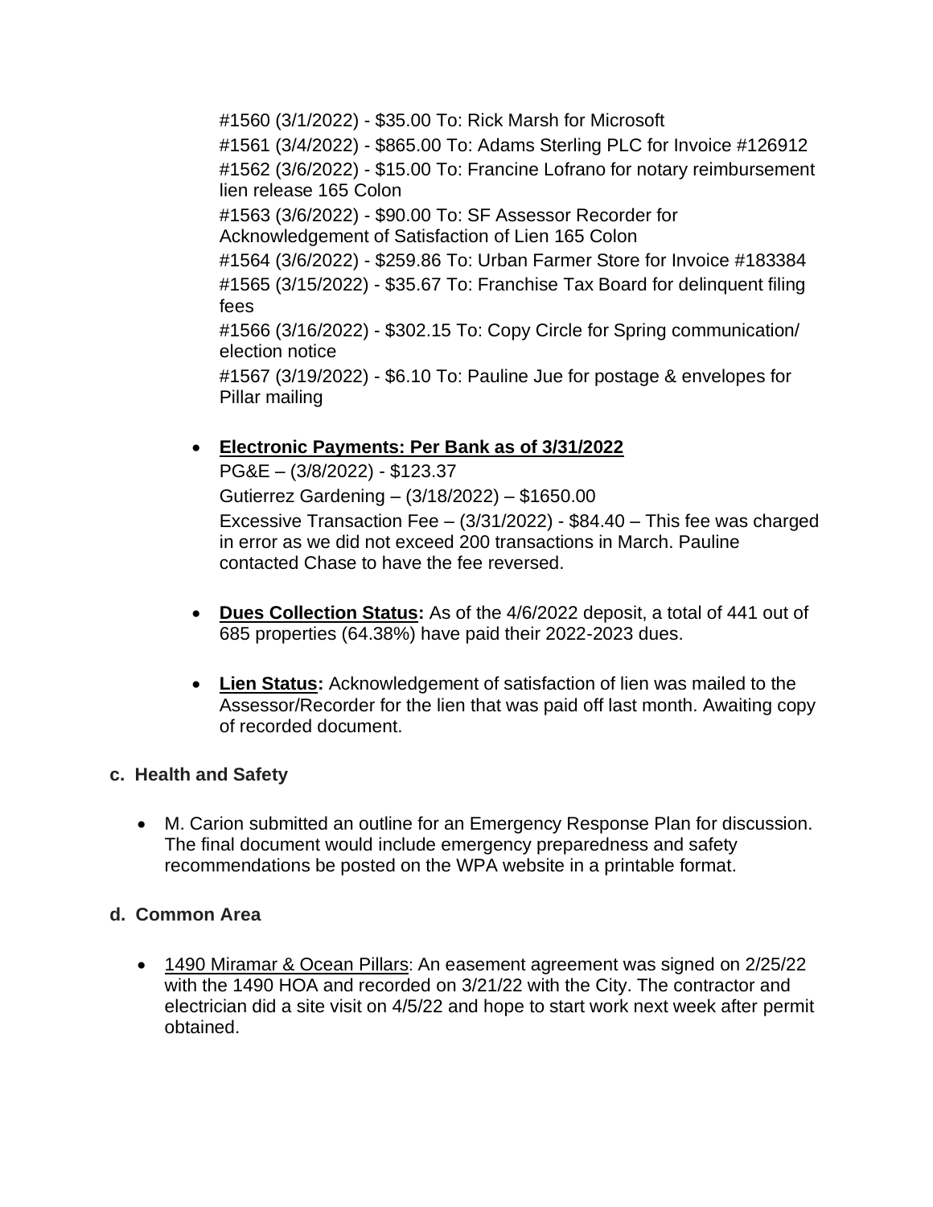#1560 (3/1/2022) - $35.00 To: Rick Marsh for Microsoft
#1561 (3/4/2022) - $865.00 To: Adams Sterling PLC for Invoice #126912
#1562 (3/6/2022) - $15.00 To: Francine Lofrano for notary reimbursement lien release 165 Colon
#1563 (3/6/2022) - $90.00 To: SF Assessor Recorder for Acknowledgement of Satisfaction of Lien 165 Colon
#1564 (3/6/2022) - $259.86 To: Urban Farmer Store for Invoice #183384
#1565 (3/15/2022) - $35.67 To: Franchise Tax Board for delinquent filing fees
#1566 (3/16/2022) - $302.15 To: Copy Circle for Spring communication/ election notice
#1567 (3/19/2022) - $6.10 To: Pauline Jue for postage & envelopes for Pillar mailing

- **Electronic Payments: Per Bank as of 3/31/2022**
  PG&E – (3/8/2022) - $123.37
  Gutierrez Gardening – (3/18/2022) – $1650.00
  Excessive Transaction Fee – (3/31/2022) - $84.40 – This fee was charged in error as we did not exceed 200 transactions in March. Pauline contacted Chase to have the fee reversed.

- **Dues Collection Status:** As of the 4/6/2022 deposit, a total of 441 out of 685 properties (64.38%) have paid their 2022-2023 dues.

- **Lien Status:** Acknowledgement of satisfaction of lien was mailed to the Assessor/Recorder for the lien that was paid off last month. Awaiting copy of recorded document.

**c. Health and Safety**

- M. Carion submitted an outline for an Emergency Response Plan for discussion. The final document would include emergency preparedness and safety recommendations be posted on the WPA website in a printable format.

**d. Common Area**

- 1490 Miramar & Ocean Pillars: An easement agreement was signed on 2/25/22 with the 1490 HOA and recorded on 3/21/22 with the City. The contractor and electrician did a site visit on 4/5/22 and hope to start work next week after permit obtained.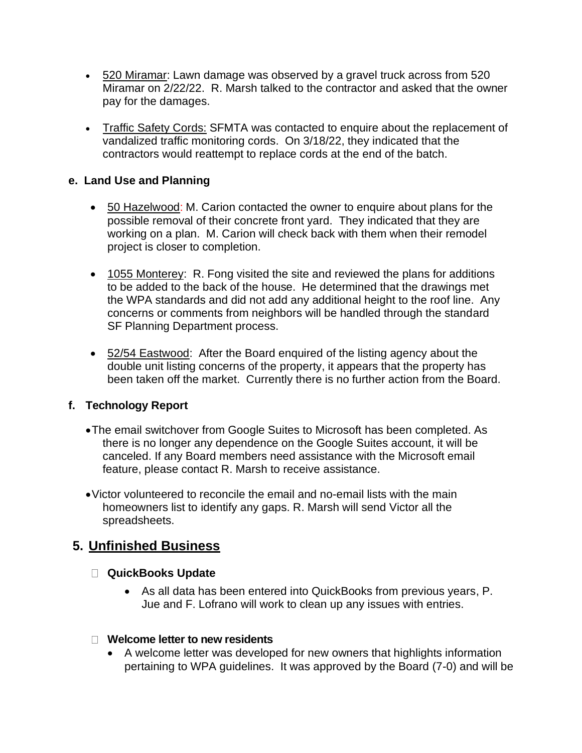- 520 Miramar: Lawn damage was observed by a gravel truck across from 520 Miramar on 2/22/22. R. Marsh talked to the contractor and asked that the owner pay for the damages.

- Traffic Safety Cords: SFMTA was contacted to enquire about the replacement of vandalized traffic monitoring cords. On 3/18/22, they indicated that the contractors would reattempt to replace cords at the end of the batch.

**e. Land Use and Planning**

- 50 Hazelwood: M. Carion contacted the owner to enquire about plans for the possible removal of their concrete front yard. They indicated that they are working on a plan. M. Carion will check back with them when their remodel project is closer to completion.

- 1055 Monterey: R. Fong visited the site and reviewed the plans for additions to be added to the back of the house. He determined that the drawings met the WPA standards and did not add any additional height to the roof line. Any concerns or comments from neighbors will be handled through the standard SF Planning Department process.

- 52/54 Eastwood: After the Board enquired of the listing agency about the double unit listing concerns of the property, it appears that the property has been taken off the market. Currently there is no further action from the Board.

**f. Technology Report**

- The email switchover from Google Suites to Microsoft has been completed. As there is no longer any dependence on the Google Suites account, it will be canceled. If any Board members need assistance with the Microsoft email feature, please contact R. Marsh to receive assistance.

- Victor volunteered to reconcile the email and no-email lists with the main homeowners list to identify any gaps. R. Marsh will send Victor all the spreadsheets.

## 5. Unfinished Business

- **QuickBooks Update**
  - As all data has been entered into QuickBooks from previous years, P. Jue and F. Lofrano will work to clean up any issues with entries.

- **Welcome letter to new residents**
  - A welcome letter was developed for new owners that highlights information pertaining to WPA guidelines. It was approved by the Board (7-0) and will be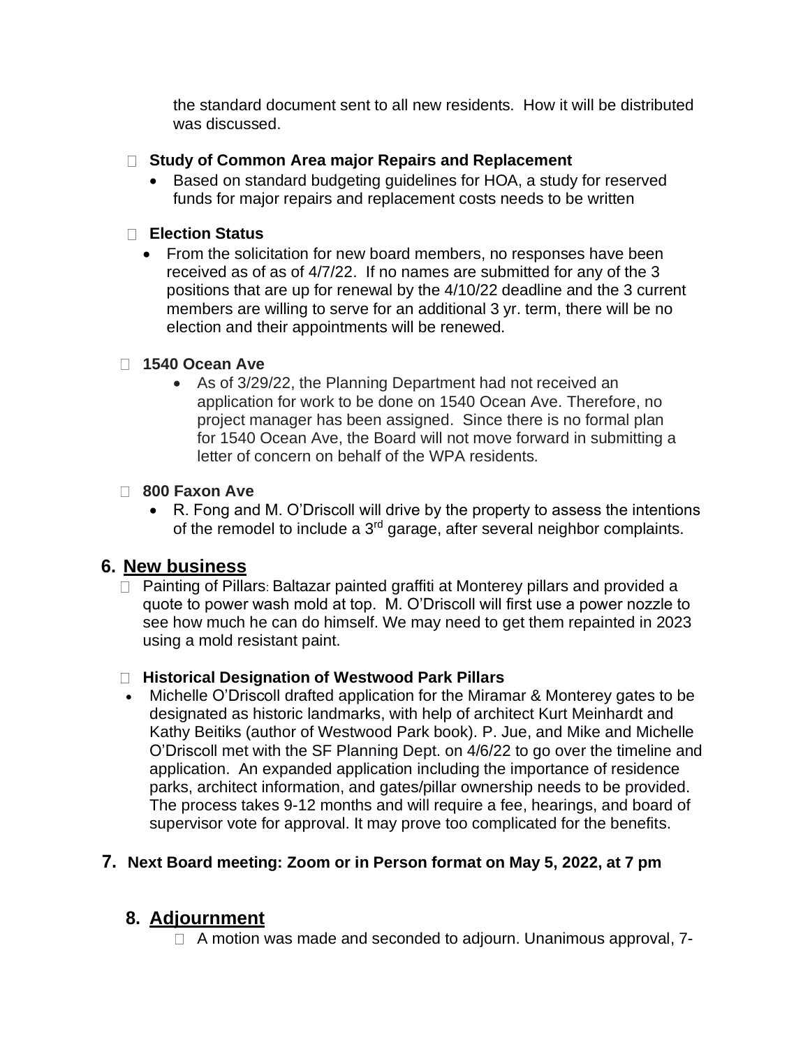the standard document sent to all new residents. How it will be distributed was discussed.

- **Study of Common Area major Repairs and Replacement**
  - Based on standard budgeting guidelines for HOA, a study for reserved funds for major repairs and replacement costs needs to be written

- **Election Status**
  - From the solicitation for new board members, no responses have been received as of as of 4/7/22. If no names are submitted for any of the 3 positions that are up for renewal by the 4/10/22 deadline and the 3 current members are willing to serve for an additional 3 yr. term, there will be no election and their appointments will be renewed.

- **1540 Ocean Ave**
  - As of 3/29/22, the Planning Department had not received an application for work to be done on 1540 Ocean Ave. Therefore, no project manager has been assigned. Since there is no formal plan for 1540 Ocean Ave, the Board will not move forward in submitting a letter of concern on behalf of the WPA residents.

- **800 Faxon Ave**
  - R. Fong and M. O'Driscoll will drive by the property to assess the intentions of the remodel to include a 3rd garage, after several neighbor complaints.

## 6. New business

- Painting of Pillars: Baltazar painted graffiti at Monterey pillars and provided a quote to power wash mold at top. M. O'Driscoll will first use a power nozzle to see how much he can do himself. We may need to get them repainted in 2023 using a mold resistant paint.

- **Historical Designation of Westwood Park Pillars**
- Michelle O'Driscoll drafted application for the Miramar & Monterey gates to be designated as historic landmarks, with help of architect Kurt Meinhardt and Kathy Beitiks (author of Westwood Park book). P. Jue, and Mike and Michelle O'Driscoll met with the SF Planning Dept. on 4/6/22 to go over the timeline and application. An expanded application including the importance of residence parks, architect information, and gates/pillar ownership needs to be provided. The process takes 9-12 months and will require a fee, hearings, and board of supervisor vote for approval. It may prove too complicated for the benefits.

## 7. Next Board meeting: Zoom or in Person format on May 5, 2022, at 7 pm

## 8. Adjournment

- A motion was made and seconded to adjourn. Unanimous approval, 7-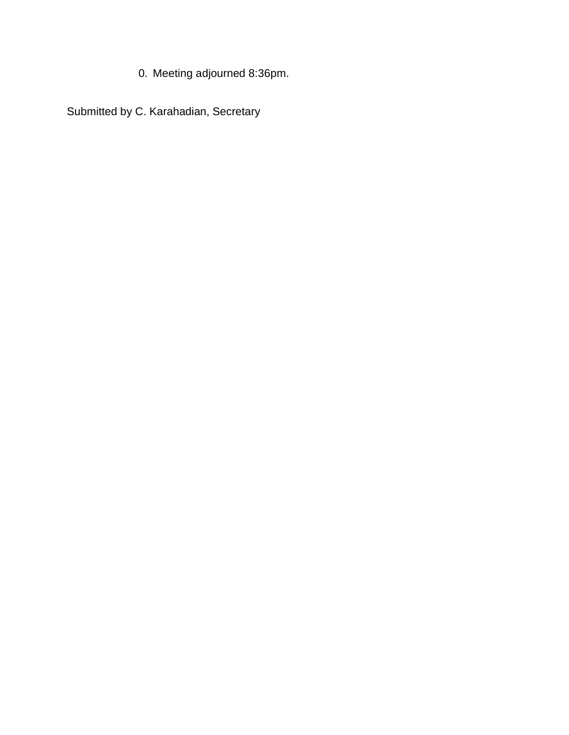0. Meeting adjourned 8:36pm.

Submitted by C. Karahadian, Secretary